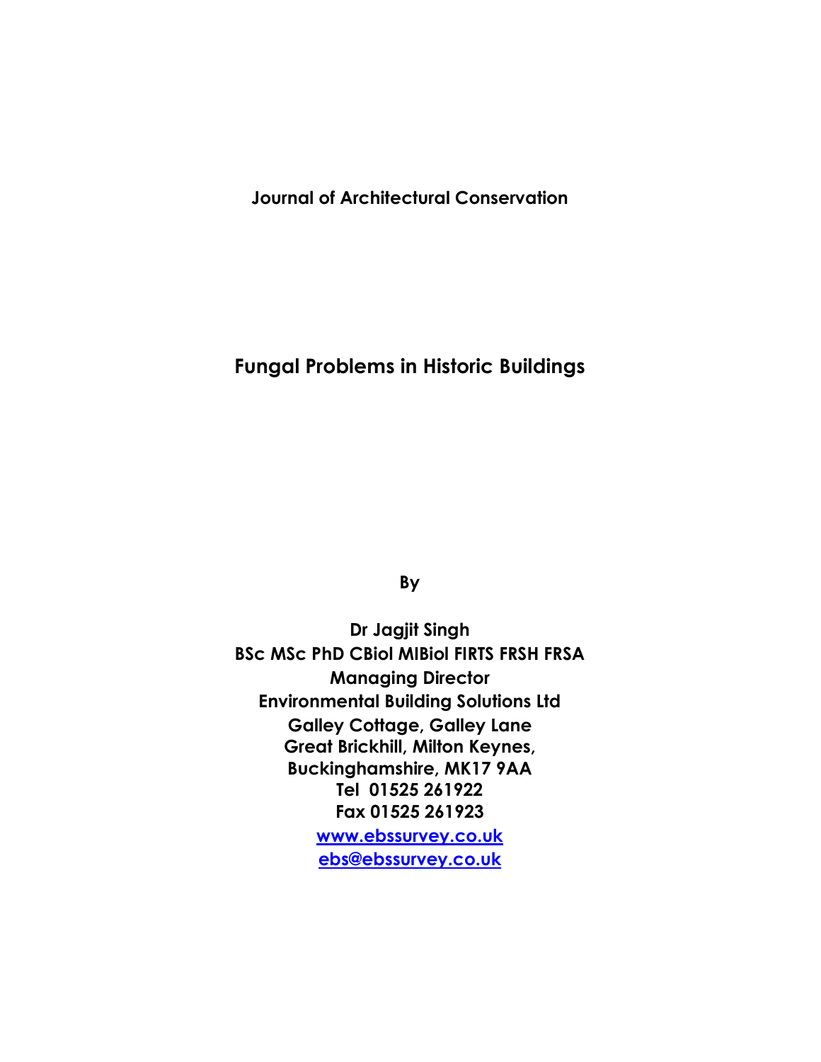**Journal of Architectural Conservation**

# Fungal Problems in Historic Buildings

**By**

**Dr Jagjit Singh**
**BSc MSc PhD CBiol MIBiol FIRTS FRSH FRSA**
**Managing Director**
**Environmental Building Solutions Ltd**
**Galley Cottage, Galley Lane**
**Great Brickhill, Milton Keynes,**
**Buckinghamshire, MK17 9AA**
**Tel 01525 261922**
**Fax 01525 261923**
**www.ebssurvey.co.uk**
**ebs@ebssurvey.co.uk**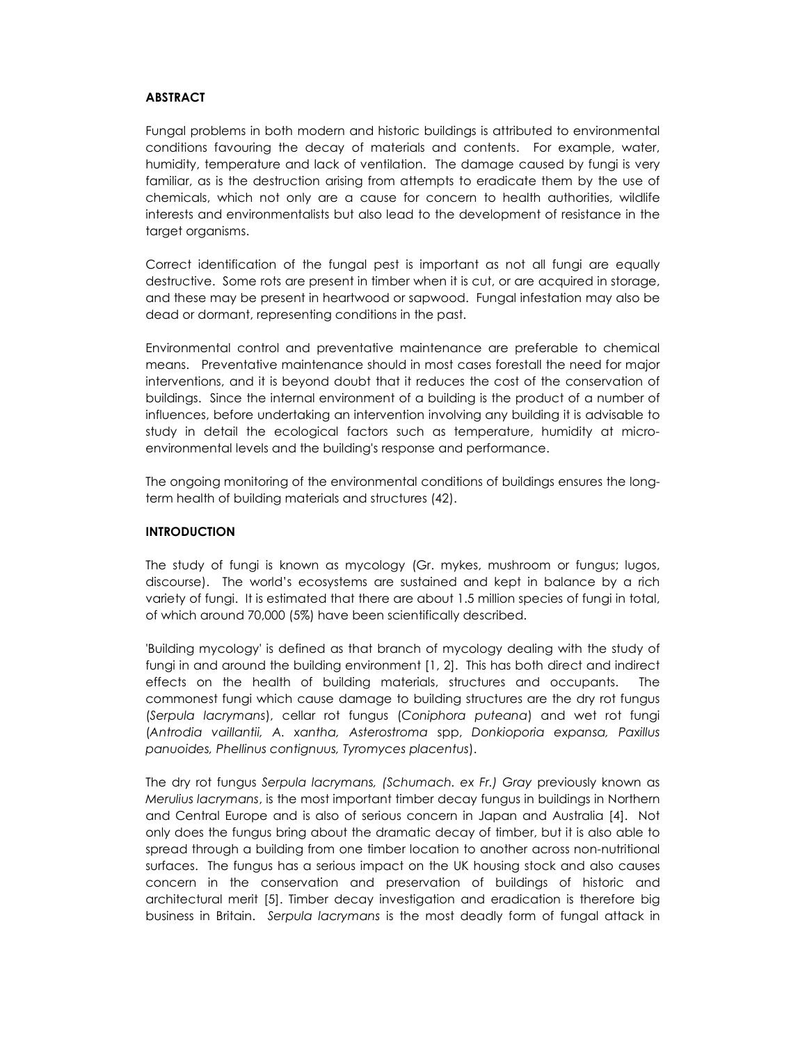## ABSTRACT

Fungal problems in both modern and historic buildings is attributed to environmental conditions favouring the decay of materials and contents. For example, water, humidity, temperature and lack of ventilation. The damage caused by fungi is very familiar, as is the destruction arising from attempts to eradicate them by the use of chemicals, which not only are a cause for concern to health authorities, wildlife interests and environmentalists but also lead to the development of resistance in the target organisms.

Correct identification of the fungal pest is important as not all fungi are equally destructive. Some rots are present in timber when it is cut, or are acquired in storage, and these may be present in heartwood or sapwood. Fungal infestation may also be dead or dormant, representing conditions in the past.

Environmental control and preventative maintenance are preferable to chemical means. Preventative maintenance should in most cases forestall the need for major interventions, and it is beyond doubt that it reduces the cost of the conservation of buildings. Since the internal environment of a building is the product of a number of influences, before undertaking an intervention involving any building it is advisable to study in detail the ecological factors such as temperature, humidity at micro-environmental levels and the building's response and performance.

The ongoing monitoring of the environmental conditions of buildings ensures the long-term health of building materials and structures (42).

## INTRODUCTION

The study of fungi is known as mycology (Gr. mykes, mushroom or fungus; lugos, discourse). The world's ecosystems are sustained and kept in balance by a rich variety of fungi. It is estimated that there are about 1.5 million species of fungi in total, of which around 70,000 (5%) have been scientifically described.

'Building mycology' is defined as that branch of mycology dealing with the study of fungi in and around the building environment [1, 2]. This has both direct and indirect effects on the health of building materials, structures and occupants. The commonest fungi which cause damage to building structures are the dry rot fungus (*Serpula lacrymans*), cellar rot fungus (*Coniphora puteana*) and wet rot fungi (*Antrodia vaillantii, A. xantha, Asterostroma* spp, *Donkioporia expansa, Paxillus panuoides, Phellinus contignuus, Tyromyces placentus*).

The dry rot fungus *Serpula lacrymans, (Schumach. ex Fr.) Gray* previously known as *Merulius lacrymans*, is the most important timber decay fungus in buildings in Northern and Central Europe and is also of serious concern in Japan and Australia [4]. Not only does the fungus bring about the dramatic decay of timber, but it is also able to spread through a building from one timber location to another across non-nutritional surfaces. The fungus has a serious impact on the UK housing stock and also causes concern in the conservation and preservation of buildings of historic and architectural merit [5]. Timber decay investigation and eradication is therefore big business in Britain. *Serpula lacrymans* is the most deadly form of fungal attack in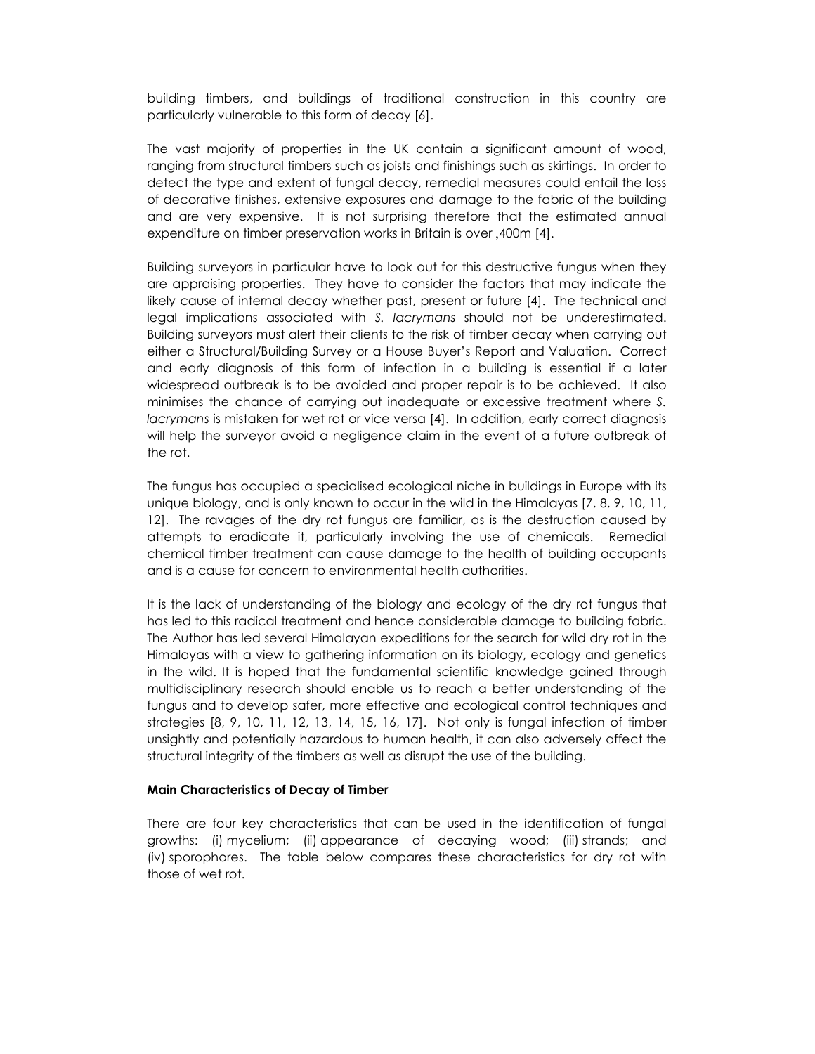building timbers, and buildings of traditional construction in this country are particularly vulnerable to this form of decay [6].

The vast majority of properties in the UK contain a significant amount of wood, ranging from structural timbers such as joists and finishings such as skirtings. In order to detect the type and extent of fungal decay, remedial measures could entail the loss of decorative finishes, extensive exposures and damage to the fabric of the building and are very expensive. It is not surprising therefore that the estimated annual expenditure on timber preservation works in Britain is over ,400m [4].

Building surveyors in particular have to look out for this destructive fungus when they are appraising properties. They have to consider the factors that may indicate the likely cause of internal decay whether past, present or future [4]. The technical and legal implications associated with *S. lacrymans* should not be underestimated. Building surveyors must alert their clients to the risk of timber decay when carrying out either a Structural/Building Survey or a House Buyer's Report and Valuation. Correct and early diagnosis of this form of infection in a building is essential if a later widespread outbreak is to be avoided and proper repair is to be achieved. It also minimises the chance of carrying out inadequate or excessive treatment where *S. lacrymans* is mistaken for wet rot or vice versa [4]. In addition, early correct diagnosis will help the surveyor avoid a negligence claim in the event of a future outbreak of the rot.

The fungus has occupied a specialised ecological niche in buildings in Europe with its unique biology, and is only known to occur in the wild in the Himalayas [7, 8, 9, 10, 11, 12]. The ravages of the dry rot fungus are familiar, as is the destruction caused by attempts to eradicate it, particularly involving the use of chemicals. Remedial chemical timber treatment can cause damage to the health of building occupants and is a cause for concern to environmental health authorities.

It is the lack of understanding of the biology and ecology of the dry rot fungus that has led to this radical treatment and hence considerable damage to building fabric. The Author has led several Himalayan expeditions for the search for wild dry rot in the Himalayas with a view to gathering information on its biology, ecology and genetics in the wild. It is hoped that the fundamental scientific knowledge gained through multidisciplinary research should enable us to reach a better understanding of the fungus and to develop safer, more effective and ecological control techniques and strategies [8, 9, 10, 11, 12, 13, 14, 15, 16, 17]. Not only is fungal infection of timber unsightly and potentially hazardous to human health, it can also adversely affect the structural integrity of the timbers as well as disrupt the use of the building.

**Main Characteristics of Decay of Timber**

There are four key characteristics that can be used in the identification of fungal growths: (i) mycelium; (ii) appearance of decaying wood; (iii) strands; and (iv) sporophores. The table below compares these characteristics for dry rot with those of wet rot.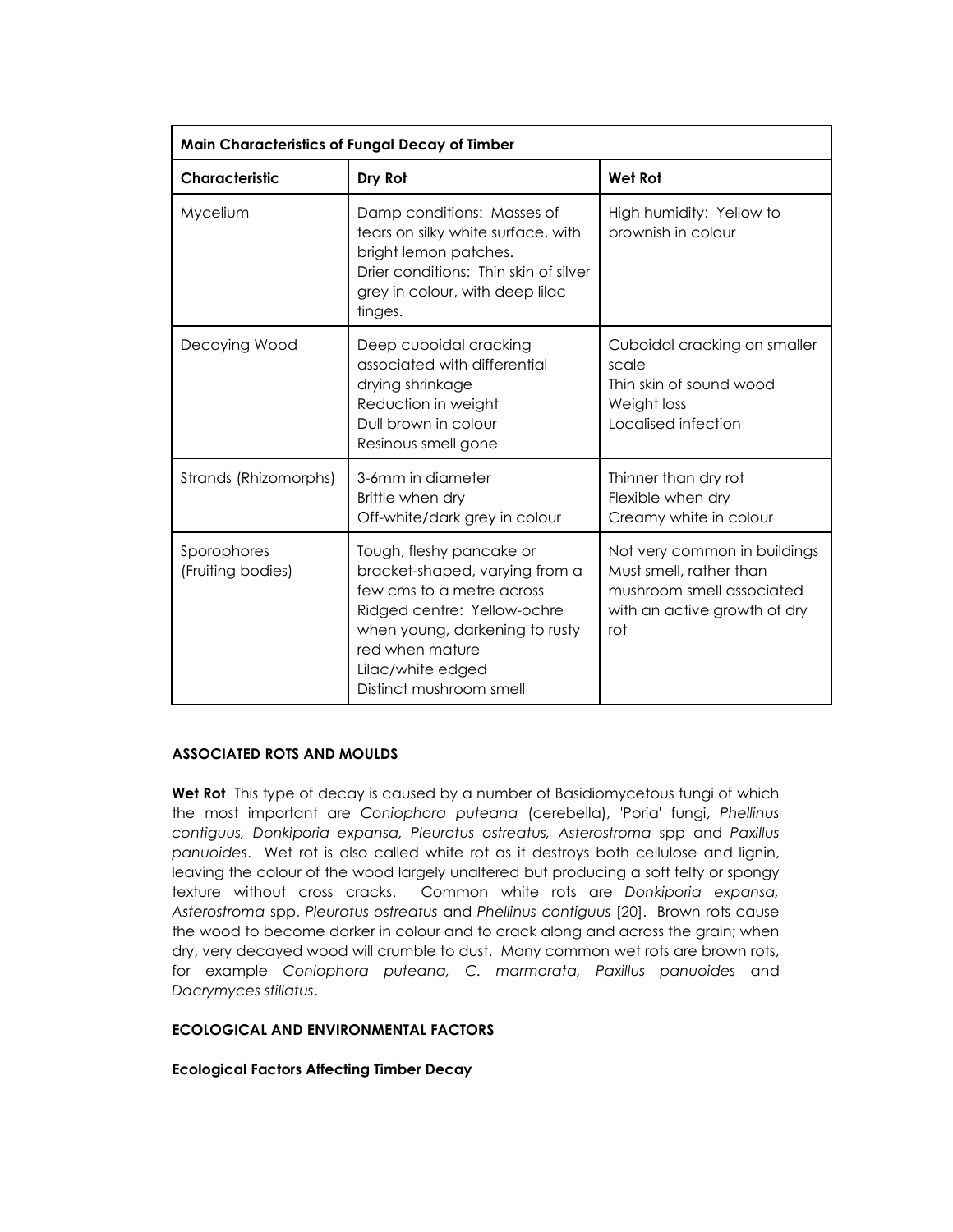| **Main Characteristics of Fungal Decay of Timber** | | |
|---|---|---|
| **Characteristic** | **Dry Rot** | **Wet Rot** |
| Mycelium | Damp conditions: Masses of tears on silky white surface, with bright lemon patches.<br>Drier conditions: Thin skin of silver grey in colour, with deep lilac tinges. | High humidity: Yellow to brownish in colour |
| Decaying Wood | Deep cuboidal cracking associated with differential drying shrinkage<br>Reduction in weight<br>Dull brown in colour<br>Resinous smell gone | Cuboidal cracking on smaller scale<br>Thin skin of sound wood<br>Weight loss<br>Localised infection |
| Strands (Rhizomorphs) | 3-6mm in diameter<br>Brittle when dry<br>Off-white/dark grey in colour | Thinner than dry rot<br>Flexible when dry<br>Creamy white in colour |
| Sporophores (Fruiting bodies) | Tough, fleshy pancake or bracket-shaped, varying from a few cms to a metre across<br>Ridged centre: Yellow-ochre when young, darkening to rusty red when mature<br>Lilac/white edged<br>Distinct mushroom smell | Not very common in buildings<br>Must smell, rather than mushroom smell associated with an active growth of dry rot |

**ASSOCIATED ROTS AND MOULDS**

**Wet Rot** This type of decay is caused by a number of Basidiomycetous fungi of which the most important are *Coniophora puteana* (cerebella), 'Poria' fungi, *Phellinus contiguus, Donkiporia expansa, Pleurotus ostreatus, Asterostroma* spp and *Paxillus panuoides*. Wet rot is also called white rot as it destroys both cellulose and lignin, leaving the colour of the wood largely unaltered but producing a soft felty or spongy texture without cross cracks. Common white rots are *Donkiporia expansa, Asterostroma* spp, *Pleurotus ostreatus* and *Phellinus contiguus* [20]. Brown rots cause the wood to become darker in colour and to crack along and across the grain; when dry, very decayed wood will crumble to dust. Many common wet rots are brown rots, for example *Coniophora puteana, C. marmorata, Paxillus panuoides* and *Dacrymyces stillatus*.

**ECOLOGICAL AND ENVIRONMENTAL FACTORS**

**Ecological Factors Affecting Timber Decay**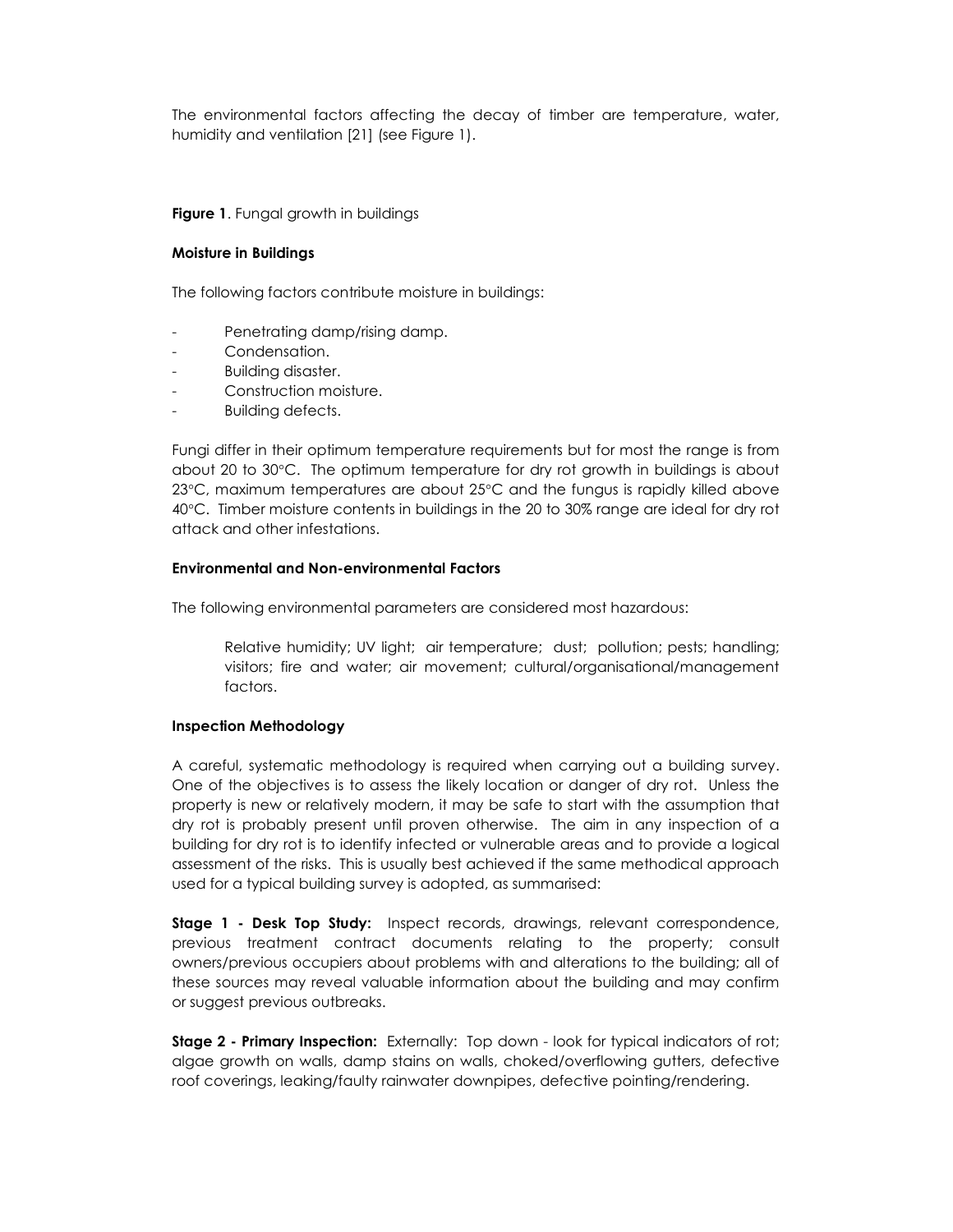The environmental factors affecting the decay of timber are temperature, water, humidity and ventilation [21] (see Figure 1).

**Figure 1**. Fungal growth in buildings

**Moisture in Buildings**

The following factors contribute moisture in buildings:

- Penetrating damp/rising damp.
- Condensation.
- Building disaster.
- Construction moisture.
- Building defects.

Fungi differ in their optimum temperature requirements but for most the range is from about 20 to 30°C. The optimum temperature for dry rot growth in buildings is about 23°C, maximum temperatures are about 25°C and the fungus is rapidly killed above 40°C. Timber moisture contents in buildings in the 20 to 30% range are ideal for dry rot attack and other infestations.

**Environmental and Non-environmental Factors**

The following environmental parameters are considered most hazardous:

> Relative humidity; UV light; air temperature; dust; pollution; pests; handling; visitors; fire and water; air movement; cultural/organisational/management factors.

**Inspection Methodology**

A careful, systematic methodology is required when carrying out a building survey. One of the objectives is to assess the likely location or danger of dry rot. Unless the property is new or relatively modern, it may be safe to start with the assumption that dry rot is probably present until proven otherwise. The aim in any inspection of a building for dry rot is to identify infected or vulnerable areas and to provide a logical assessment of the risks. This is usually best achieved if the same methodical approach used for a typical building survey is adopted, as summarised:

**Stage 1 - Desk Top Study:** Inspect records, drawings, relevant correspondence, previous treatment contract documents relating to the property; consult owners/previous occupiers about problems with and alterations to the building; all of these sources may reveal valuable information about the building and may confirm or suggest previous outbreaks.

**Stage 2 - Primary Inspection:** Externally: Top down - look for typical indicators of rot; algae growth on walls, damp stains on walls, choked/overflowing gutters, defective roof coverings, leaking/faulty rainwater downpipes, defective pointing/rendering.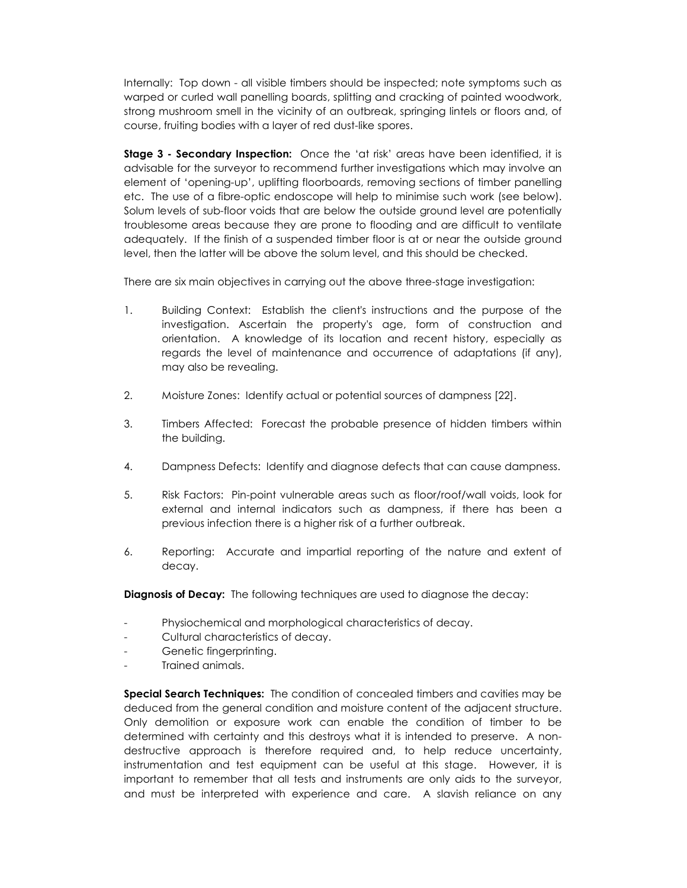Internally: Top down - all visible timbers should be inspected; note symptoms such as warped or curled wall panelling boards, splitting and cracking of painted woodwork, strong mushroom smell in the vicinity of an outbreak, springing lintels or floors and, of course, fruiting bodies with a layer of red dust-like spores.

**Stage 3 - Secondary Inspection:** Once the 'at risk' areas have been identified, it is advisable for the surveyor to recommend further investigations which may involve an element of 'opening-up', uplifting floorboards, removing sections of timber panelling etc. The use of a fibre-optic endoscope will help to minimise such work (see below). Solum levels of sub-floor voids that are below the outside ground level are potentially troublesome areas because they are prone to flooding and are difficult to ventilate adequately. If the finish of a suspended timber floor is at or near the outside ground level, then the latter will be above the solum level, and this should be checked.

There are six main objectives in carrying out the above three-stage investigation:

1. Building Context: Establish the client's instructions and the purpose of the investigation. Ascertain the property's age, form of construction and orientation. A knowledge of its location and recent history, especially as regards the level of maintenance and occurrence of adaptations (if any), may also be revealing.

2. Moisture Zones: Identify actual or potential sources of dampness [22].

3. Timbers Affected: Forecast the probable presence of hidden timbers within the building.

4. Dampness Defects: Identify and diagnose defects that can cause dampness.

5. Risk Factors: Pin-point vulnerable areas such as floor/roof/wall voids, look for external and internal indicators such as dampness, if there has been a previous infection there is a higher risk of a further outbreak.

6. Reporting: Accurate and impartial reporting of the nature and extent of decay.

**Diagnosis of Decay:** The following techniques are used to diagnose the decay:

- Physiochemical and morphological characteristics of decay.
- Cultural characteristics of decay.
- Genetic fingerprinting.
- Trained animals.

**Special Search Techniques:** The condition of concealed timbers and cavities may be deduced from the general condition and moisture content of the adjacent structure. Only demolition or exposure work can enable the condition of timber to be determined with certainty and this destroys what it is intended to preserve. A non-destructive approach is therefore required and, to help reduce uncertainty, instrumentation and test equipment can be useful at this stage. However, it is important to remember that all tests and instruments are only aids to the surveyor, and must be interpreted with experience and care. A slavish reliance on any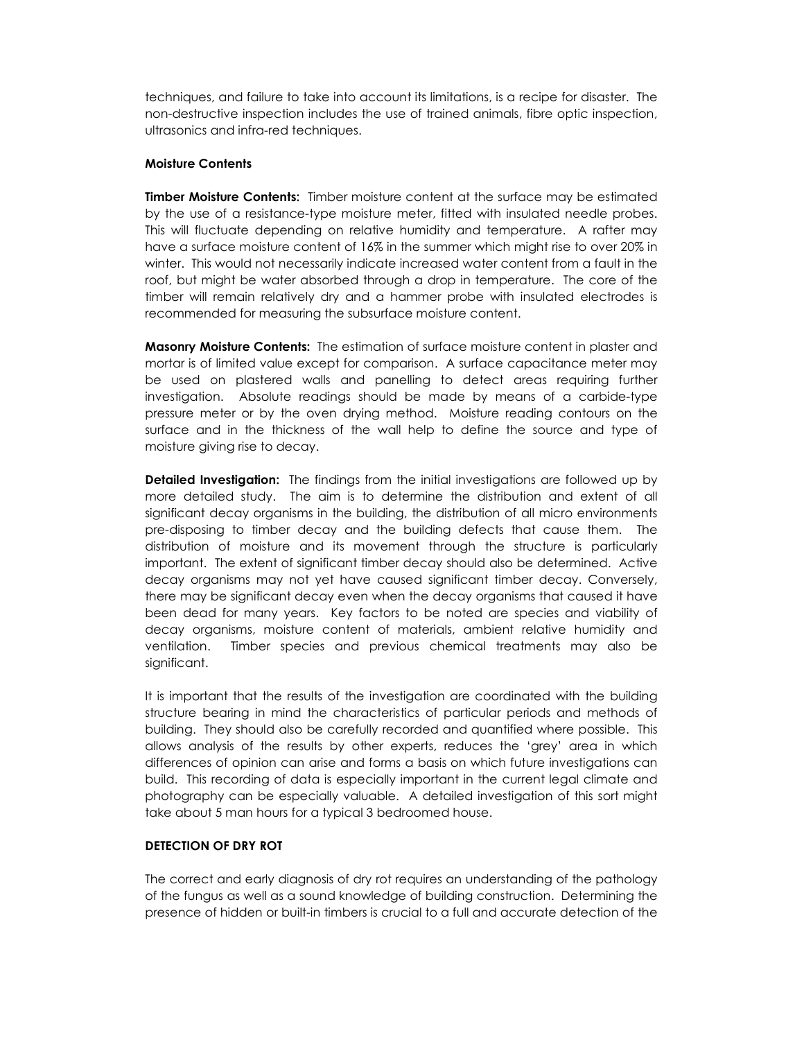techniques, and failure to take into account its limitations, is a recipe for disaster. The non-destructive inspection includes the use of trained animals, fibre optic inspection, ultrasonics and infra-red techniques.

**Moisture Contents**

**Timber Moisture Contents:** Timber moisture content at the surface may be estimated by the use of a resistance-type moisture meter, fitted with insulated needle probes. This will fluctuate depending on relative humidity and temperature. A rafter may have a surface moisture content of 16% in the summer which might rise to over 20% in winter. This would not necessarily indicate increased water content from a fault in the roof, but might be water absorbed through a drop in temperature. The core of the timber will remain relatively dry and a hammer probe with insulated electrodes is recommended for measuring the subsurface moisture content.

**Masonry Moisture Contents:** The estimation of surface moisture content in plaster and mortar is of limited value except for comparison. A surface capacitance meter may be used on plastered walls and panelling to detect areas requiring further investigation. Absolute readings should be made by means of a carbide-type pressure meter or by the oven drying method. Moisture reading contours on the surface and in the thickness of the wall help to define the source and type of moisture giving rise to decay.

**Detailed Investigation:** The findings from the initial investigations are followed up by more detailed study. The aim is to determine the distribution and extent of all significant decay organisms in the building, the distribution of all micro environments pre-disposing to timber decay and the building defects that cause them. The distribution of moisture and its movement through the structure is particularly important. The extent of significant timber decay should also be determined. Active decay organisms may not yet have caused significant timber decay. Conversely, there may be significant decay even when the decay organisms that caused it have been dead for many years. Key factors to be noted are species and viability of decay organisms, moisture content of materials, ambient relative humidity and ventilation. Timber species and previous chemical treatments may also be significant.

It is important that the results of the investigation are coordinated with the building structure bearing in mind the characteristics of particular periods and methods of building. They should also be carefully recorded and quantified where possible. This allows analysis of the results by other experts, reduces the 'grey' area in which differences of opinion can arise and forms a basis on which future investigations can build. This recording of data is especially important in the current legal climate and photography can be especially valuable. A detailed investigation of this sort might take about 5 man hours for a typical 3 bedroomed house.

## DETECTION OF DRY ROT

The correct and early diagnosis of dry rot requires an understanding of the pathology of the fungus as well as a sound knowledge of building construction. Determining the presence of hidden or built-in timbers is crucial to a full and accurate detection of the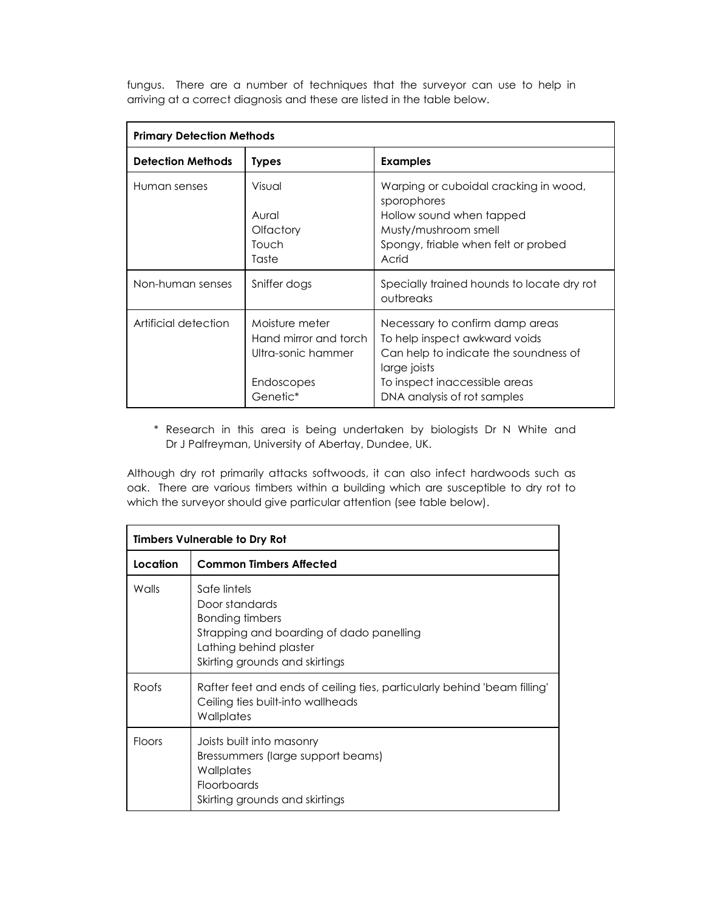fungus. There are a number of techniques that the surveyor can use to help in arriving at a correct diagnosis and these are listed in the table below.

| **Primary Detection Methods** | | |
|---|---|---|
| **Detection Methods** | **Types** | **Examples** |
| Human senses | Visual<br><br>Aural<br>Olfactory<br>Touch<br>Taste | Warping or cuboidal cracking in wood, sporophores<br>Hollow sound when tapped<br>Musty/mushroom smell<br>Spongy, friable when felt or probed<br>Acrid |
| Non-human senses | Sniffer dogs | Specially trained hounds to locate dry rot outbreaks |
| Artificial detection | Moisture meter<br>Hand mirror and torch<br>Ultra-sonic hammer<br><br>Endoscopes<br>Genetic* | Necessary to confirm damp areas<br>To help inspect awkward voids<br>Can help to indicate the soundness of large joists<br>To inspect inaccessible areas<br>DNA analysis of rot samples |

\* Research in this area is being undertaken by biologists Dr N White and Dr J Palfreyman, University of Abertay, Dundee, UK.

Although dry rot primarily attacks softwoods, it can also infect hardwoods such as oak. There are various timbers within a building which are susceptible to dry rot to which the surveyor should give particular attention (see table below).

| **Timbers Vulnerable to Dry Rot** | |
|---|---|
| **Location** | **Common Timbers Affected** |
| Walls | Safe lintels<br>Door standards<br>Bonding timbers<br>Strapping and boarding of dado panelling<br>Lathing behind plaster<br>Skirting grounds and skirtings |
| Roofs | Rafter feet and ends of ceiling ties, particularly behind 'beam filling'<br>Ceiling ties built-into wallheads<br>Wallplates |
| Floors | Joists built into masonry<br>Bressummers (large support beams)<br>Wallplates<br>Floorboards<br>Skirting grounds and skirtings |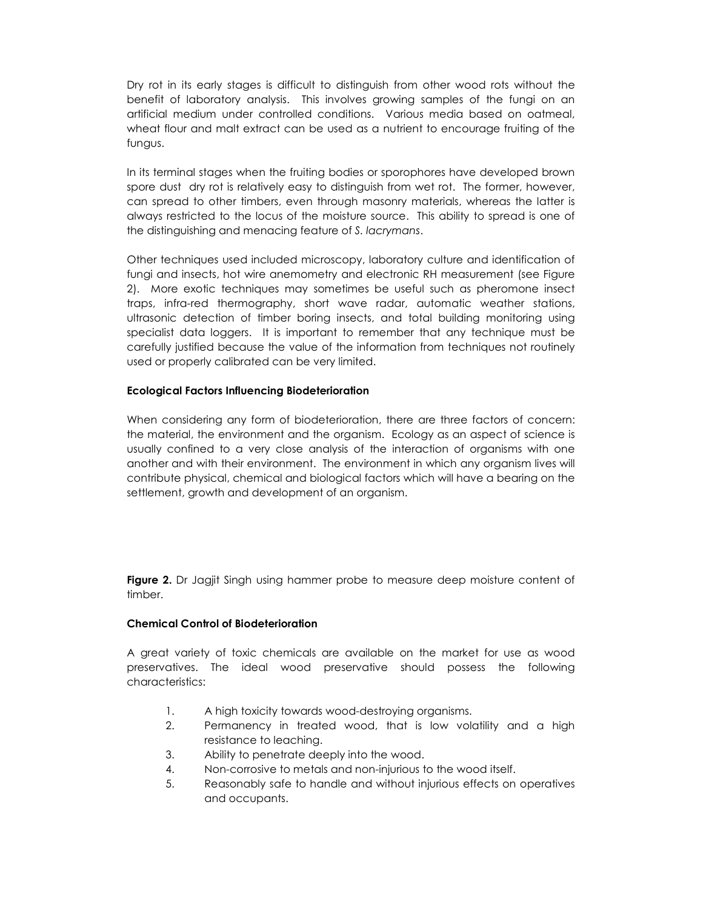Dry rot in its early stages is difficult to distinguish from other wood rots without the benefit of laboratory analysis. This involves growing samples of the fungi on an artificial medium under controlled conditions. Various media based on oatmeal, wheat flour and malt extract can be used as a nutrient to encourage fruiting of the fungus.

In its terminal stages when the fruiting bodies or sporophores have developed brown spore dust dry rot is relatively easy to distinguish from wet rot. The former, however, can spread to other timbers, even through masonry materials, whereas the latter is always restricted to the locus of the moisture source. This ability to spread is one of the distinguishing and menacing feature of *S. lacrymans*.

Other techniques used included microscopy, laboratory culture and identification of fungi and insects, hot wire anemometry and electronic RH measurement (see Figure 2). More exotic techniques may sometimes be useful such as pheromone insect traps, infra-red thermography, short wave radar, automatic weather stations, ultrasonic detection of timber boring insects, and total building monitoring using specialist data loggers. It is important to remember that any technique must be carefully justified because the value of the information from techniques not routinely used or properly calibrated can be very limited.

**Ecological Factors Influencing Biodeterioration**

When considering any form of biodeterioration, there are three factors of concern: the material, the environment and the organism. Ecology as an aspect of science is usually confined to a very close analysis of the interaction of organisms with one another and with their environment. The environment in which any organism lives will contribute physical, chemical and biological factors which will have a bearing on the settlement, growth and development of an organism.

**Figure 2.** Dr Jagjit Singh using hammer probe to measure deep moisture content of timber.

**Chemical Control of Biodeterioration**

A great variety of toxic chemicals are available on the market for use as wood preservatives. The ideal wood preservative should possess the following characteristics:

1. A high toxicity towards wood-destroying organisms.
2. Permanency in treated wood, that is low volatility and a high resistance to leaching.
3. Ability to penetrate deeply into the wood.
4. Non-corrosive to metals and non-injurious to the wood itself.
5. Reasonably safe to handle and without injurious effects on operatives and occupants.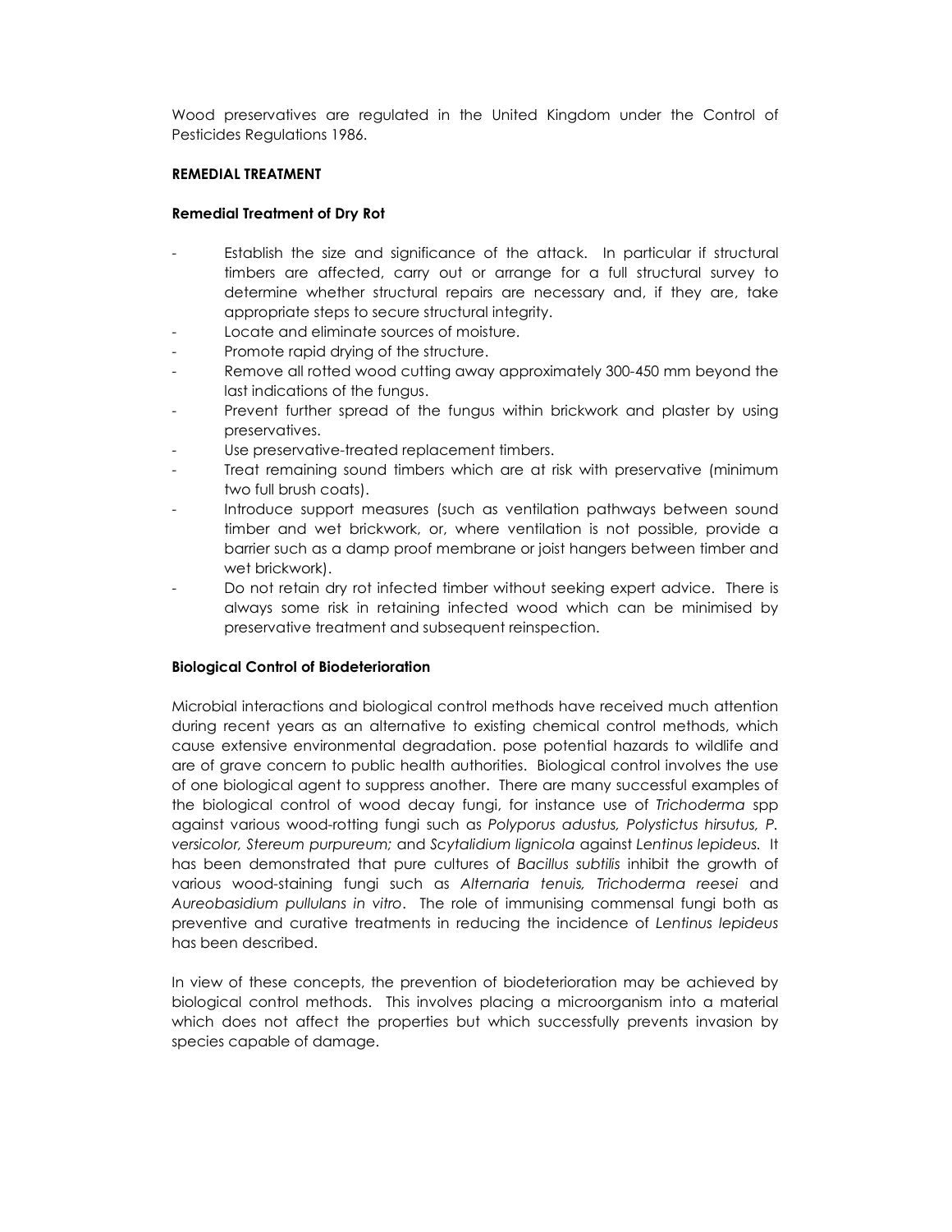Wood preservatives are regulated in the United Kingdom under the Control of Pesticides Regulations 1986.

**REMEDIAL TREATMENT**

**Remedial Treatment of Dry Rot**

- Establish the size and significance of the attack. In particular if structural timbers are affected, carry out or arrange for a full structural survey to determine whether structural repairs are necessary and, if they are, take appropriate steps to secure structural integrity.
- Locate and eliminate sources of moisture.
- Promote rapid drying of the structure.
- Remove all rotted wood cutting away approximately 300-450 mm beyond the last indications of the fungus.
- Prevent further spread of the fungus within brickwork and plaster by using preservatives.
- Use preservative-treated replacement timbers.
- Treat remaining sound timbers which are at risk with preservative (minimum two full brush coats).
- Introduce support measures (such as ventilation pathways between sound timber and wet brickwork, or, where ventilation is not possible, provide a barrier such as a damp proof membrane or joist hangers between timber and wet brickwork).
- Do not retain dry rot infected timber without seeking expert advice. There is always some risk in retaining infected wood which can be minimised by preservative treatment and subsequent reinspection.

**Biological Control of Biodeterioration**

Microbial interactions and biological control methods have received much attention during recent years as an alternative to existing chemical control methods, which cause extensive environmental degradation. pose potential hazards to wildlife and are of grave concern to public health authorities. Biological control involves the use of one biological agent to suppress another. There are many successful examples of the biological control of wood decay fungi, for instance use of *Trichoderma* spp against various wood-rotting fungi such as *Polyporus adustus, Polystictus hirsutus, P. versicolor, Stereum purpureum;* and *Scytalidium lignicola* against *Lentinus lepideus.* It has been demonstrated that pure cultures of *Bacillus subtilis* inhibit the growth of various wood-staining fungi such as *Alternaria tenuis, Trichoderma reesei* and *Aureobasidium pullulans in vitro*. The role of immunising commensal fungi both as preventive and curative treatments in reducing the incidence of *Lentinus lepideus* has been described.

In view of these concepts, the prevention of biodeterioration may be achieved by biological control methods. This involves placing a microorganism into a material which does not affect the properties but which successfully prevents invasion by species capable of damage.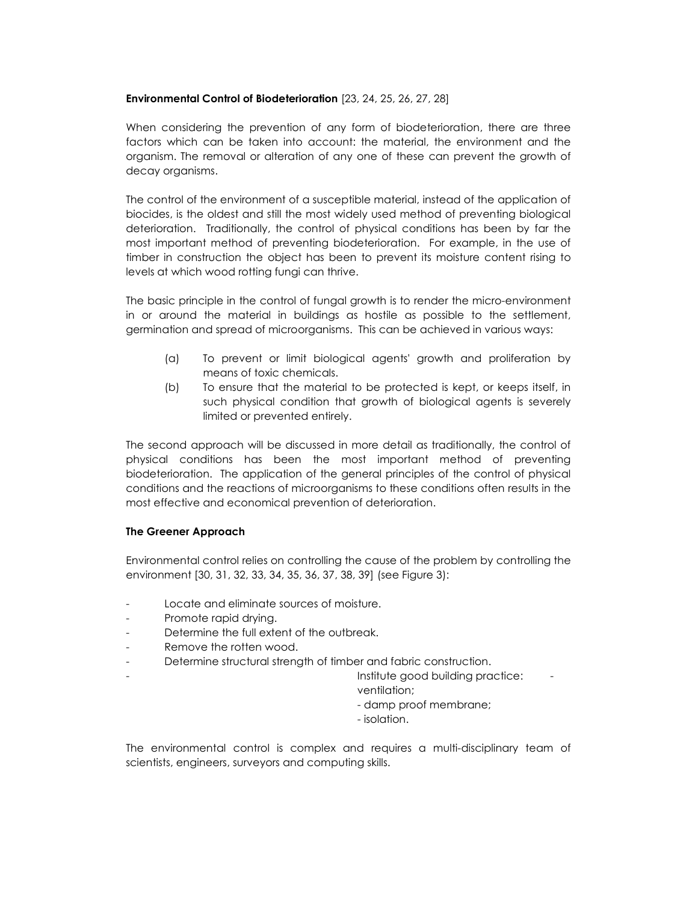**Environmental Control of Biodeterioration** [23, 24, 25, 26, 27, 28]

When considering the prevention of any form of biodeterioration, there are three factors which can be taken into account: the material, the environment and the organism. The removal or alteration of any one of these can prevent the growth of decay organisms.

The control of the environment of a susceptible material, instead of the application of biocides, is the oldest and still the most widely used method of preventing biological deterioration. Traditionally, the control of physical conditions has been by far the most important method of preventing biodeterioration. For example, in the use of timber in construction the object has been to prevent its moisture content rising to levels at which wood rotting fungi can thrive.

The basic principle in the control of fungal growth is to render the micro-environment in or around the material in buildings as hostile as possible to the settlement, germination and spread of microorganisms. This can be achieved in various ways:

(a) To prevent or limit biological agents' growth and proliferation by means of toxic chemicals.

(b) To ensure that the material to be protected is kept, or keeps itself, in such physical condition that growth of biological agents is severely limited or prevented entirely.

The second approach will be discussed in more detail as traditionally, the control of physical conditions has been the most important method of preventing biodeterioration. The application of the general principles of the control of physical conditions and the reactions of microorganisms to these conditions often results in the most effective and economical prevention of deterioration.

**The Greener Approach**

Environmental control relies on controlling the cause of the problem by controlling the environment [30, 31, 32, 33, 34, 35, 36, 37, 38, 39] (see Figure 3):

- Locate and eliminate sources of moisture.
- Promote rapid drying.
- Determine the full extent of the outbreak.
- Remove the rotten wood.
- Determine structural strength of timber and fabric construction.
- Institute good building practice:
  - ventilation;
  - damp proof membrane;
  - isolation.

The environmental control is complex and requires a multi-disciplinary team of scientists, engineers, surveyors and computing skills.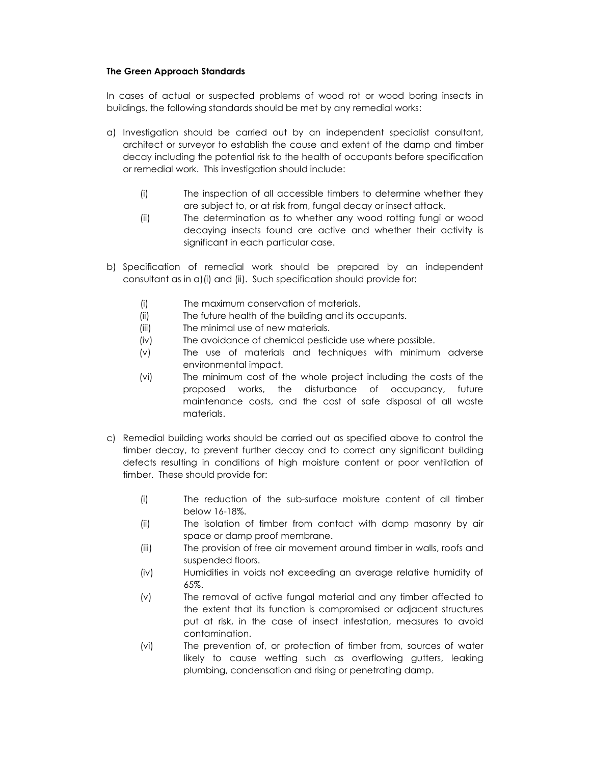**The Green Approach Standards**

In cases of actual or suspected problems of wood rot or wood boring insects in buildings, the following standards should be met by any remedial works:

a) Investigation should be carried out by an independent specialist consultant, architect or surveyor to establish the cause and extent of the damp and timber decay including the potential risk to the health of occupants before specification or remedial work. This investigation should include:

   (i) The inspection of all accessible timbers to determine whether they are subject to, or at risk from, fungal decay or insect attack.

   (ii) The determination as to whether any wood rotting fungi or wood decaying insects found are active and whether their activity is significant in each particular case.

b) Specification of remedial work should be prepared by an independent consultant as in a)(i) and (ii). Such specification should provide for:

   (i) The maximum conservation of materials.

   (ii) The future health of the building and its occupants.

   (iii) The minimal use of new materials.

   (iv) The avoidance of chemical pesticide use where possible.

   (v) The use of materials and techniques with minimum adverse environmental impact.

   (vi) The minimum cost of the whole project including the costs of the proposed works, the disturbance of occupancy, future maintenance costs, and the cost of safe disposal of all waste materials.

c) Remedial building works should be carried out as specified above to control the timber decay, to prevent further decay and to correct any significant building defects resulting in conditions of high moisture content or poor ventilation of timber. These should provide for:

   (i) The reduction of the sub-surface moisture content of all timber below 16-18%.

   (ii) The isolation of timber from contact with damp masonry by air space or damp proof membrane.

   (iii) The provision of free air movement around timber in walls, roofs and suspended floors.

   (iv) Humidities in voids not exceeding an average relative humidity of 65%.

   (v) The removal of active fungal material and any timber affected to the extent that its function is compromised or adjacent structures put at risk, in the case of insect infestation, measures to avoid contamination.

   (vi) The prevention of, or protection of timber from, sources of water likely to cause wetting such as overflowing gutters, leaking plumbing, condensation and rising or penetrating damp.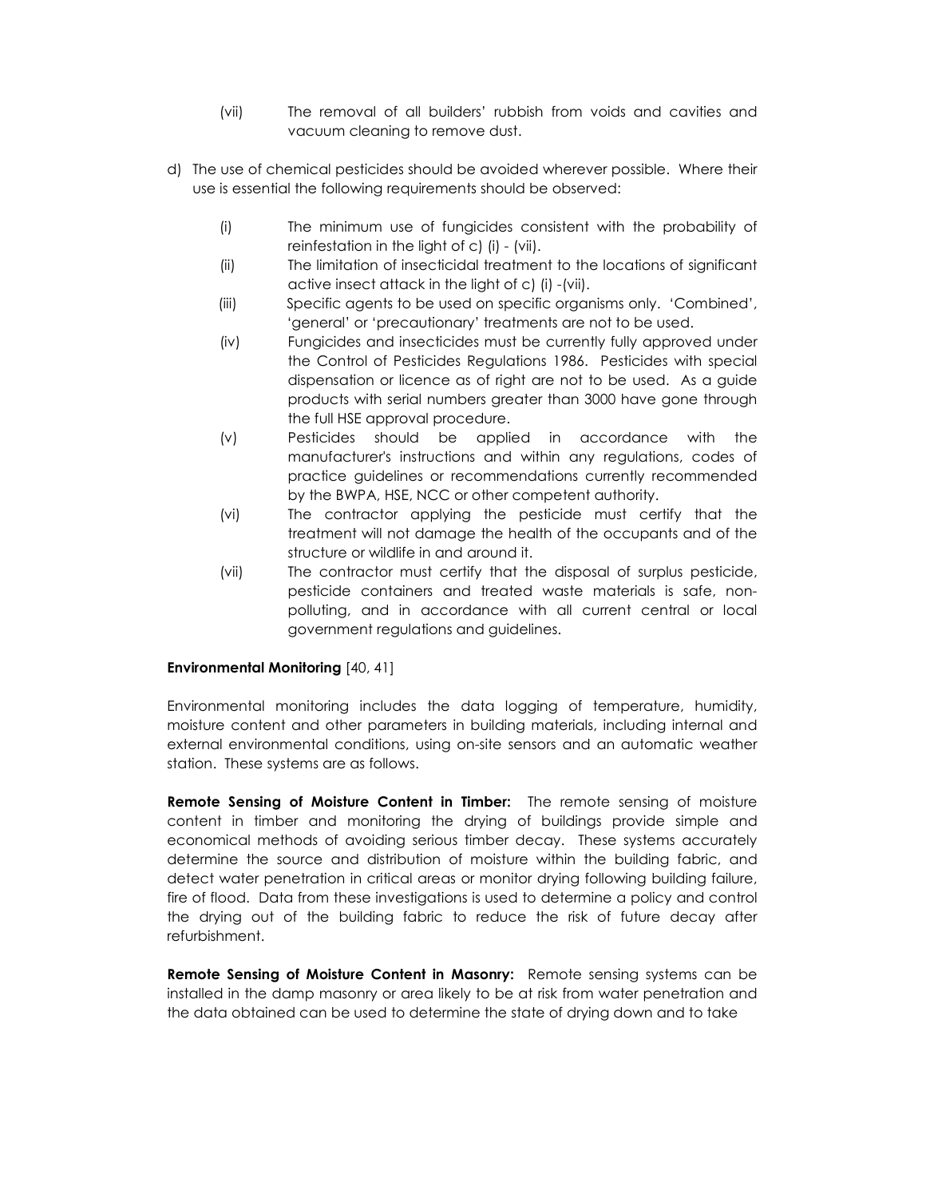(vii) The removal of all builders' rubbish from voids and cavities and vacuum cleaning to remove dust.

d) The use of chemical pesticides should be avoided wherever possible. Where their use is essential the following requirements should be observed:

(i) The minimum use of fungicides consistent with the probability of reinfestation in the light of c) (i) - (vii).

(ii) The limitation of insecticidal treatment to the locations of significant active insect attack in the light of c) (i) -(vii).

(iii) Specific agents to be used on specific organisms only. 'Combined', 'general' or 'precautionary' treatments are not to be used.

(iv) Fungicides and insecticides must be currently fully approved under the Control of Pesticides Regulations 1986. Pesticides with special dispensation or licence as of right are not to be used. As a guide products with serial numbers greater than 3000 have gone through the full HSE approval procedure.

(v) Pesticides should be applied in accordance with the manufacturer's instructions and within any regulations, codes of practice guidelines or recommendations currently recommended by the BWPA, HSE, NCC or other competent authority.

(vi) The contractor applying the pesticide must certify that the treatment will not damage the health of the occupants and of the structure or wildlife in and around it.

(vii) The contractor must certify that the disposal of surplus pesticide, pesticide containers and treated waste materials is safe, non-polluting, and in accordance with all current central or local government regulations and guidelines.

**Environmental Monitoring** [40, 41]

Environmental monitoring includes the data logging of temperature, humidity, moisture content and other parameters in building materials, including internal and external environmental conditions, using on-site sensors and an automatic weather station. These systems are as follows.

**Remote Sensing of Moisture Content in Timber:** The remote sensing of moisture content in timber and monitoring the drying of buildings provide simple and economical methods of avoiding serious timber decay. These systems accurately determine the source and distribution of moisture within the building fabric, and detect water penetration in critical areas or monitor drying following building failure, fire of flood. Data from these investigations is used to determine a policy and control the drying out of the building fabric to reduce the risk of future decay after refurbishment.

**Remote Sensing of Moisture Content in Masonry:** Remote sensing systems can be installed in the damp masonry or area likely to be at risk from water penetration and the data obtained can be used to determine the state of drying down and to take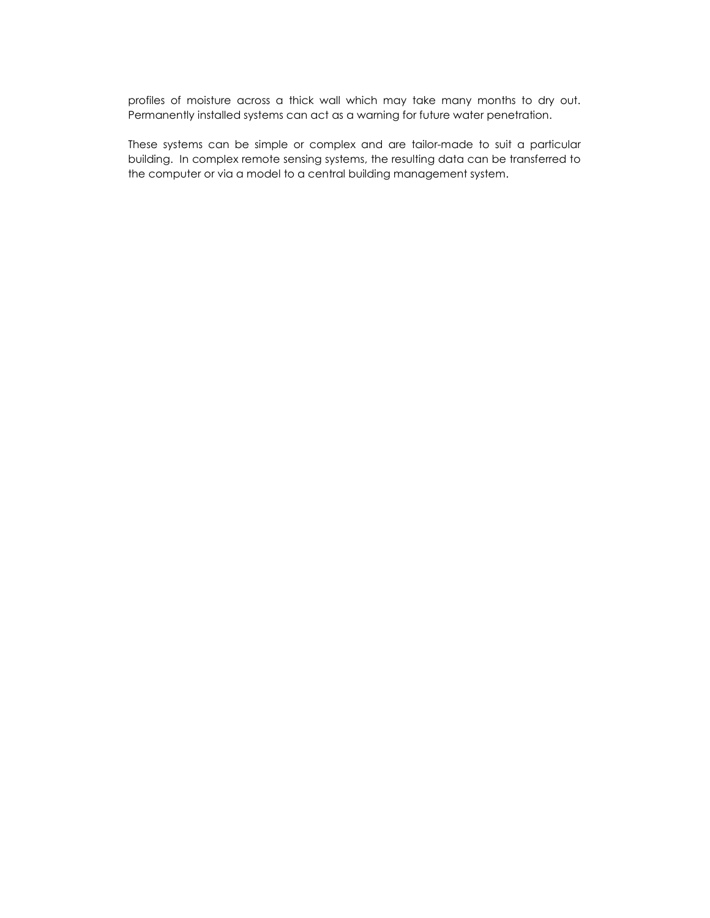profiles of moisture across a thick wall which may take many months to dry out. Permanently installed systems can act as a warning for future water penetration.

These systems can be simple or complex and are tailor-made to suit a particular building. In complex remote sensing systems, the resulting data can be transferred to the computer or via a model to a central building management system.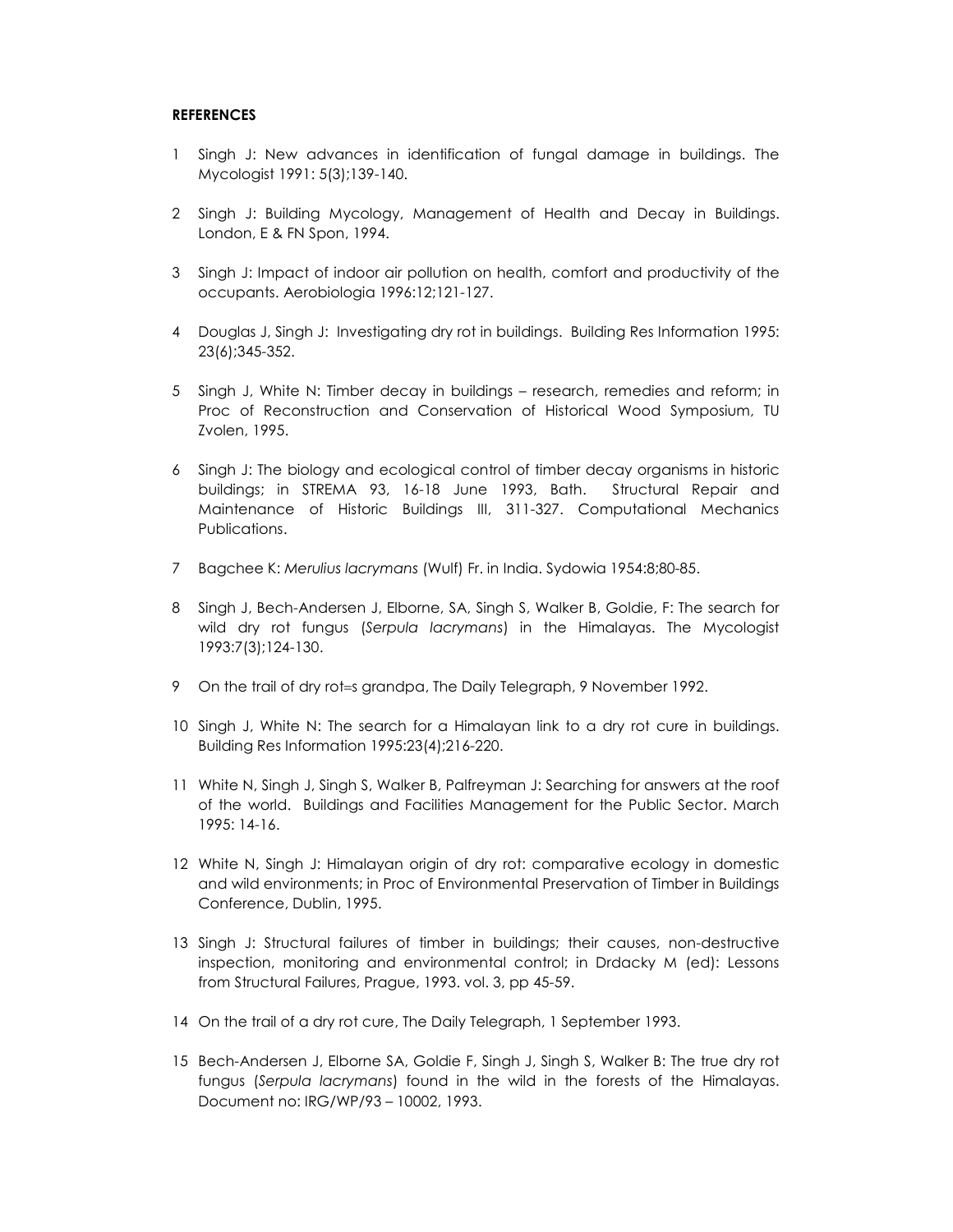**REFERENCES**

1. Singh J: New advances in identification of fungal damage in buildings. The Mycologist 1991: 5(3);139-140.
2. Singh J: Building Mycology, Management of Health and Decay in Buildings. London, E & FN Spon, 1994.
3. Singh J: Impact of indoor air pollution on health, comfort and productivity of the occupants. Aerobiologia 1996:12;121-127.
4. Douglas J, Singh J: Investigating dry rot in buildings. Building Res Information 1995: 23(6);345-352.
5. Singh J, White N: Timber decay in buildings – research, remedies and reform; in Proc of Reconstruction and Conservation of Historical Wood Symposium, TU Zvolen, 1995.
6. Singh J: The biology and ecological control of timber decay organisms in historic buildings; in STREMA 93, 16-18 June 1993, Bath. Structural Repair and Maintenance of Historic Buildings III, 311-327. Computational Mechanics Publications.
7. Bagchee K: *Merulius lacrymans* (Wulf) Fr. in India. Sydowia 1954:8;80-85.
8. Singh J, Bech-Andersen J, Elborne, SA, Singh S, Walker B, Goldie, F: The search for wild dry rot fungus (*Serpula lacrymans*) in the Himalayas. The Mycologist 1993:7(3);124-130.
9. On the trail of dry rot=s grandpa, The Daily Telegraph, 9 November 1992.
10. Singh J, White N: The search for a Himalayan link to a dry rot cure in buildings. Building Res Information 1995:23(4);216-220.
11. White N, Singh J, Singh S, Walker B, Palfreyman J: Searching for answers at the roof of the world. Buildings and Facilities Management for the Public Sector. March 1995: 14-16.
12. White N, Singh J: Himalayan origin of dry rot: comparative ecology in domestic and wild environments; in Proc of Environmental Preservation of Timber in Buildings Conference, Dublin, 1995.
13. Singh J: Structural failures of timber in buildings; their causes, non-destructive inspection, monitoring and environmental control; in Drdacky M (ed): Lessons from Structural Failures, Prague, 1993. vol. 3, pp 45-59.
14. On the trail of a dry rot cure, The Daily Telegraph, 1 September 1993.
15. Bech-Andersen J, Elborne SA, Goldie F, Singh J, Singh S, Walker B: The true dry rot fungus (*Serpula lacrymans*) found in the wild in the forests of the Himalayas. Document no: IRG/WP/93 – 10002, 1993.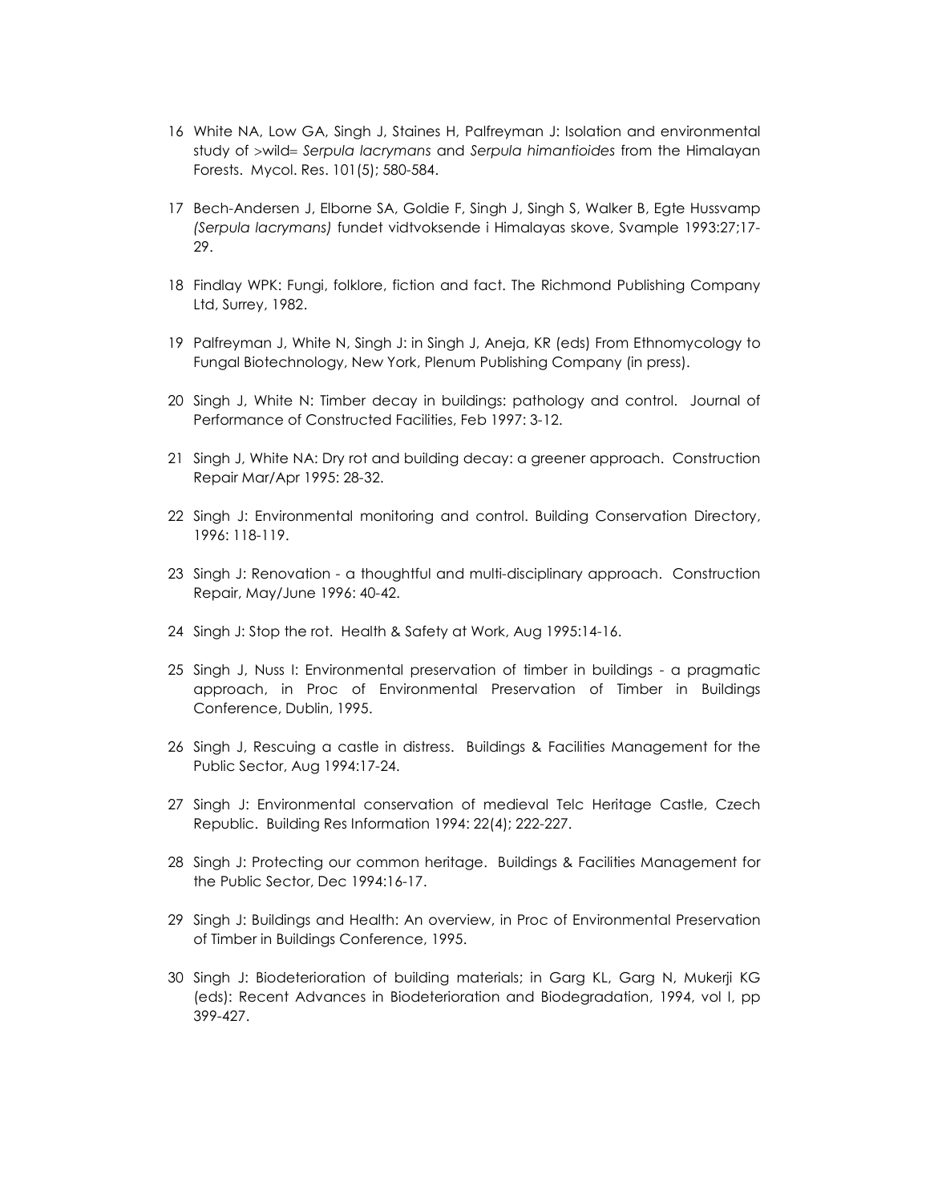16 White NA, Low GA, Singh J, Staines H, Palfreyman J: Isolation and environmental study of >wild= *Serpula lacrymans* and *Serpula himantioides* from the Himalayan Forests. Mycol. Res. 101(5); 580-584.

17 Bech-Andersen J, Elborne SA, Goldie F, Singh J, Singh S, Walker B, Egte Hussvamp *(Serpula lacrymans)* fundet vidtvoksende i Himalayas skove, Svample 1993:27;17-29.

18 Findlay WPK: Fungi, folklore, fiction and fact. The Richmond Publishing Company Ltd, Surrey, 1982.

19 Palfreyman J, White N, Singh J: in Singh J, Aneja, KR (eds) From Ethnomycology to Fungal Biotechnology, New York, Plenum Publishing Company (in press).

20 Singh J, White N: Timber decay in buildings: pathology and control. Journal of Performance of Constructed Facilities, Feb 1997: 3-12.

21 Singh J, White NA: Dry rot and building decay: a greener approach. Construction Repair Mar/Apr 1995: 28-32.

22 Singh J: Environmental monitoring and control. Building Conservation Directory, 1996: 118-119.

23 Singh J: Renovation - a thoughtful and multi-disciplinary approach. Construction Repair, May/June 1996: 40-42.

24 Singh J: Stop the rot. Health & Safety at Work, Aug 1995:14-16.

25 Singh J, Nuss I: Environmental preservation of timber in buildings - a pragmatic approach, in Proc of Environmental Preservation of Timber in Buildings Conference, Dublin, 1995.

26 Singh J, Rescuing a castle in distress. Buildings & Facilities Management for the Public Sector, Aug 1994:17-24.

27 Singh J: Environmental conservation of medieval Telc Heritage Castle, Czech Republic. Building Res Information 1994: 22(4); 222-227.

28 Singh J: Protecting our common heritage. Buildings & Facilities Management for the Public Sector, Dec 1994:16-17.

29 Singh J: Buildings and Health: An overview, in Proc of Environmental Preservation of Timber in Buildings Conference, 1995.

30 Singh J: Biodeterioration of building materials; in Garg KL, Garg N, Mukerji KG (eds): Recent Advances in Biodeterioration and Biodegradation, 1994, vol I, pp 399-427.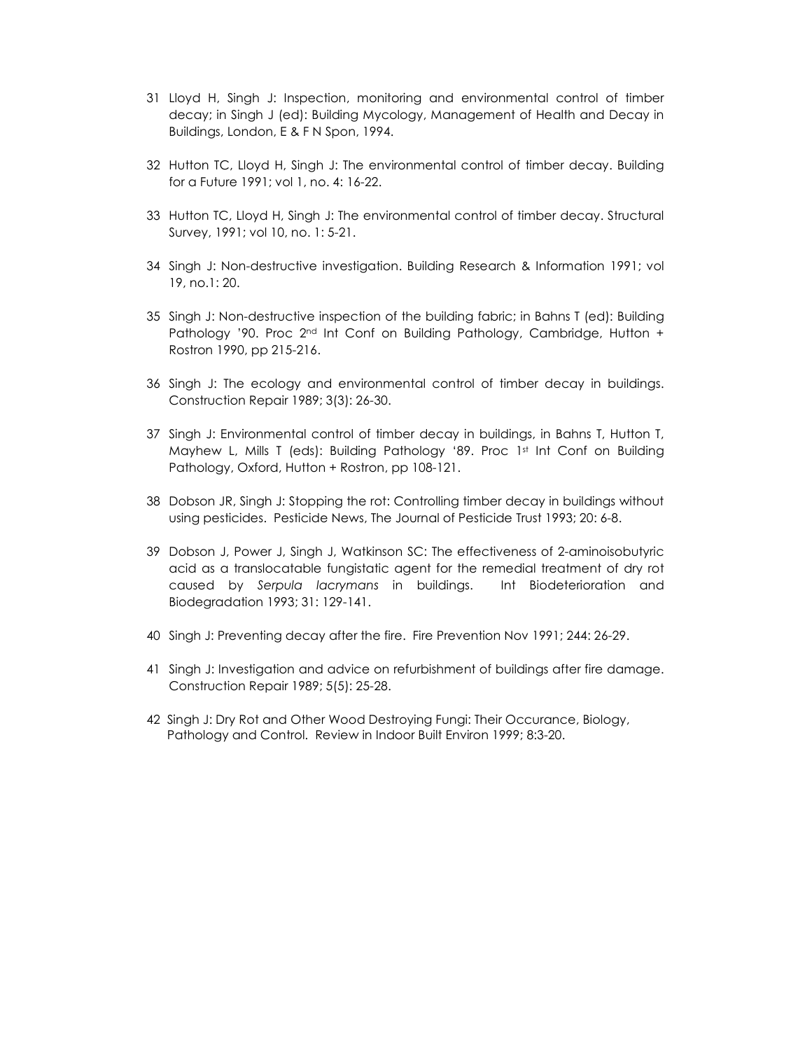31 Lloyd H, Singh J: Inspection, monitoring and environmental control of timber decay; in Singh J (ed): Building Mycology, Management of Health and Decay in Buildings, London, E & F N Spon, 1994.

32 Hutton TC, Lloyd H, Singh J: The environmental control of timber decay. Building for a Future 1991; vol 1, no. 4: 16-22.

33 Hutton TC, Lloyd H, Singh J: The environmental control of timber decay. Structural Survey, 1991; vol 10, no. 1: 5-21.

34 Singh J: Non-destructive investigation. Building Research & Information 1991; vol 19, no.1: 20.

35 Singh J: Non-destructive inspection of the building fabric; in Bahns T (ed): Building Pathology '90. Proc 2nd Int Conf on Building Pathology, Cambridge, Hutton + Rostron 1990, pp 215-216.

36 Singh J: The ecology and environmental control of timber decay in buildings. Construction Repair 1989; 3(3): 26-30.

37 Singh J: Environmental control of timber decay in buildings, in Bahns T, Hutton T, Mayhew L, Mills T (eds): Building Pathology '89. Proc 1st Int Conf on Building Pathology, Oxford, Hutton + Rostron, pp 108-121.

38 Dobson JR, Singh J: Stopping the rot: Controlling timber decay in buildings without using pesticides. Pesticide News, The Journal of Pesticide Trust 1993; 20: 6-8.

39 Dobson J, Power J, Singh J, Watkinson SC: The effectiveness of 2-aminoisobutyric acid as a translocatable fungistatic agent for the remedial treatment of dry rot caused by *Serpula lacrymans* in buildings. Int Biodeterioration and Biodegradation 1993; 31: 129-141.

40 Singh J: Preventing decay after the fire. Fire Prevention Nov 1991; 244: 26-29.

41 Singh J: Investigation and advice on refurbishment of buildings after fire damage. Construction Repair 1989; 5(5): 25-28.

42 Singh J: Dry Rot and Other Wood Destroying Fungi: Their Occurance, Biology, Pathology and Control. Review in Indoor Built Environ 1999; 8:3-20.